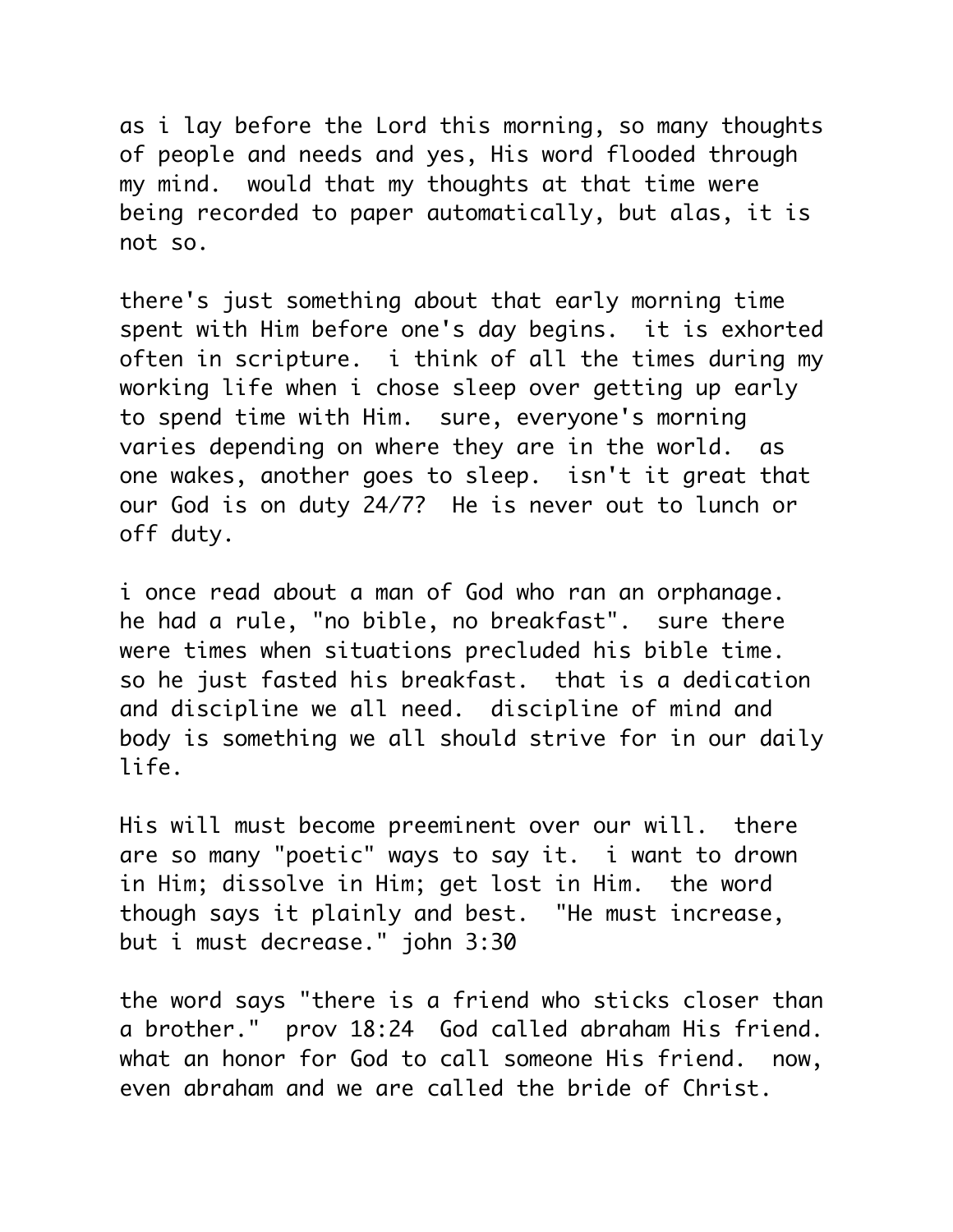as i lay before the Lord this morning, so many thoughts of people and needs and yes, His word flooded through my mind.  would that my thoughts at that time were being recorded to paper automatically, but alas, it is not so.

there's just something about that early morning time spent with Him before one's day begins.  it is exhorted often in scripture.  i think of all the times during my working life when i chose sleep over getting up early to spend time with Him.  sure, everyone's morning varies depending on where they are in the world.  as one wakes, another goes to sleep.  isn't it great that our God is on duty 24/7?  He is never out to lunch or off duty.

i once read about a man of God who ran an orphanage. he had a rule, "no bible, no breakfast".  sure there were times when situations precluded his bible time. so he just fasted his breakfast.  that is a dedication and discipline we all need.  discipline of mind and body is something we all should strive for in our daily life.

His will must become preeminent over our will.  there are so many "poetic" ways to say it.  i want to drown in Him; dissolve in Him; get lost in Him.  the word though says it plainly and best.  "He must increase, but i must decrease." john 3:30

the word says "there is a friend who sticks closer than a brother."  prov 18:24  God called abraham His friend. what an honor for God to call someone His friend.  now, even abraham and we are called the bride of Christ.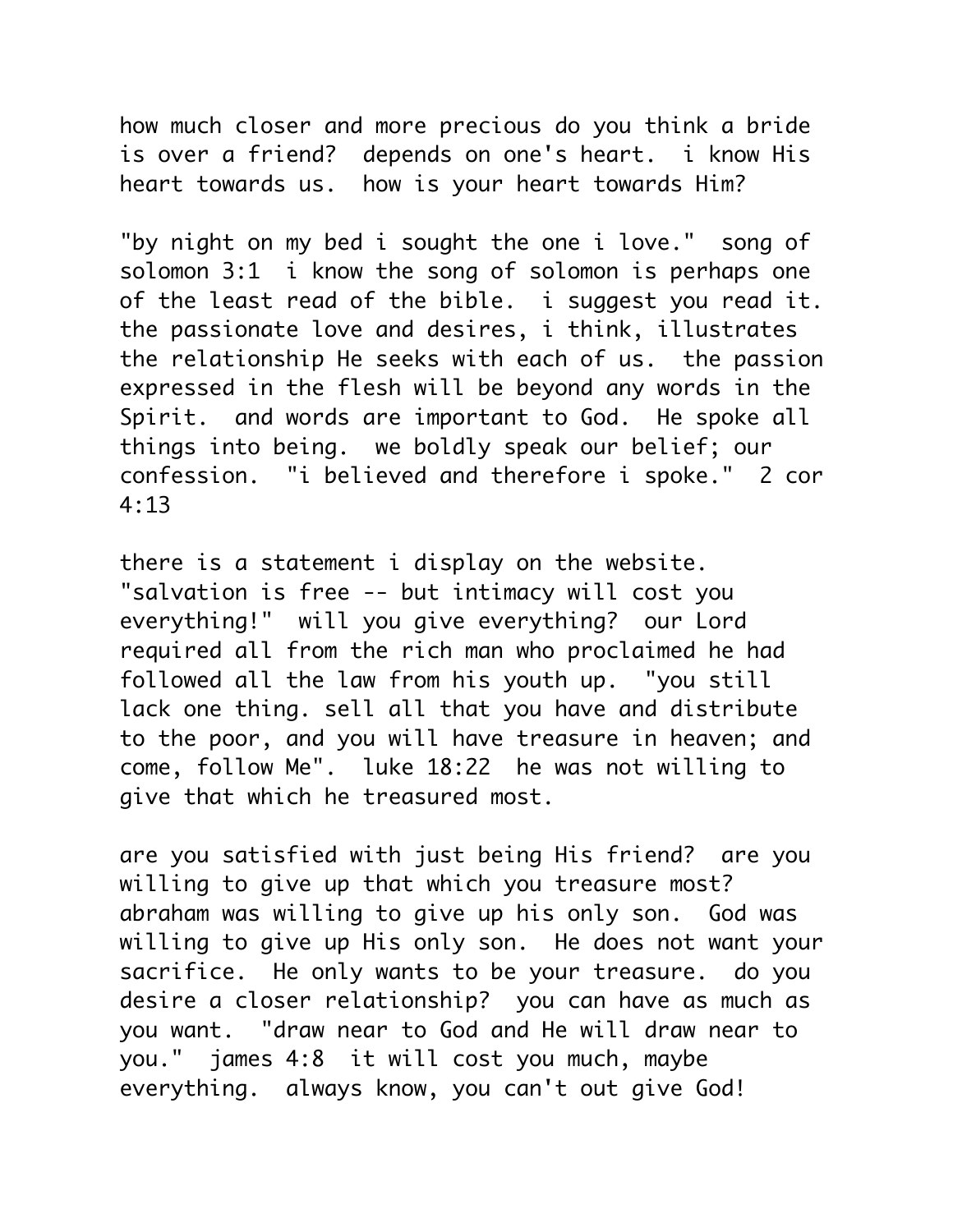how much closer and more precious do you think a bride is over a friend?  depends on one's heart.  i know His heart towards us.  how is your heart towards Him?

"by night on my bed i sought the one i love."  song of solomon 3:1  i know the song of solomon is perhaps one of the least read of the bible.  i suggest you read it. the passionate love and desires, i think, illustrates the relationship He seeks with each of us.  the passion expressed in the flesh will be beyond any words in the Spirit.  and words are important to God.  He spoke all things into being.  we boldly speak our belief; our confession.  "i believed and therefore i spoke."  2 cor 4:13

there is a statement i display on the website. "salvation is free -- but intimacy will cost you everything!"  will you give everything?  our Lord required all from the rich man who proclaimed he had followed all the law from his youth up.  "you still lack one thing. sell all that you have and distribute to the poor, and you will have treasure in heaven; and come, follow Me".  luke 18:22  he was not willing to give that which he treasured most.

are you satisfied with just being His friend?  are you willing to give up that which you treasure most? abraham was willing to give up his only son.  God was willing to give up His only son.  He does not want your sacrifice.  He only wants to be your treasure.  do you desire a closer relationship?  you can have as much as you want.  "draw near to God and He will draw near to you."  james 4:8  it will cost you much, maybe everything.  always know, you can't out give God!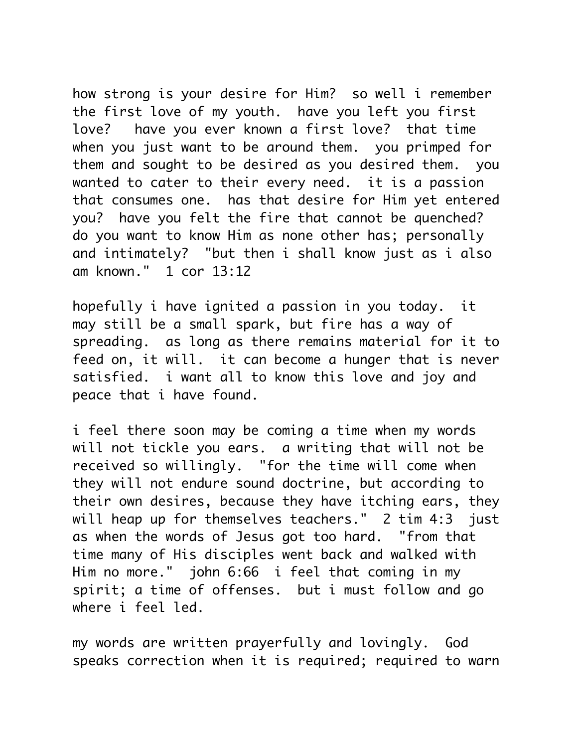how strong is your desire for Him? so well i remember the first love of my youth. have you left you first love? have you ever known a first love? that time when you just want to be around them. you primped for them and sought to be desired as you desired them. you wanted to cater to their every need. it is a passion that consumes one. has that desire for Him yet entered you? have you felt the fire that cannot be quenched? do you want to know Him as none other has; personally and intimately? "but then i shall know just as i also am known." 1 cor 13:12

hopefully i have ignited a passion in you today. it may still be a small spark, but fire has a way of spreading. as long as there remains material for it to feed on, it will. it can become a hunger that is never satisfied. i want all to know this love and joy and peace that i have found.

i feel there soon may be coming a time when my words will not tickle you ears. a writing that will not be received so willingly. "for the time will come when they will not endure sound doctrine, but according to their own desires, because they have itching ears, they will heap up for themselves teachers." 2 tim 4:3 just as when the words of Jesus got too hard. "from that time many of His disciples went back and walked with Him no more." john 6:66 i feel that coming in my spirit; a time of offenses. but i must follow and go where i feel led.

my words are written prayerfully and lovingly. God speaks correction when it is required; required to warn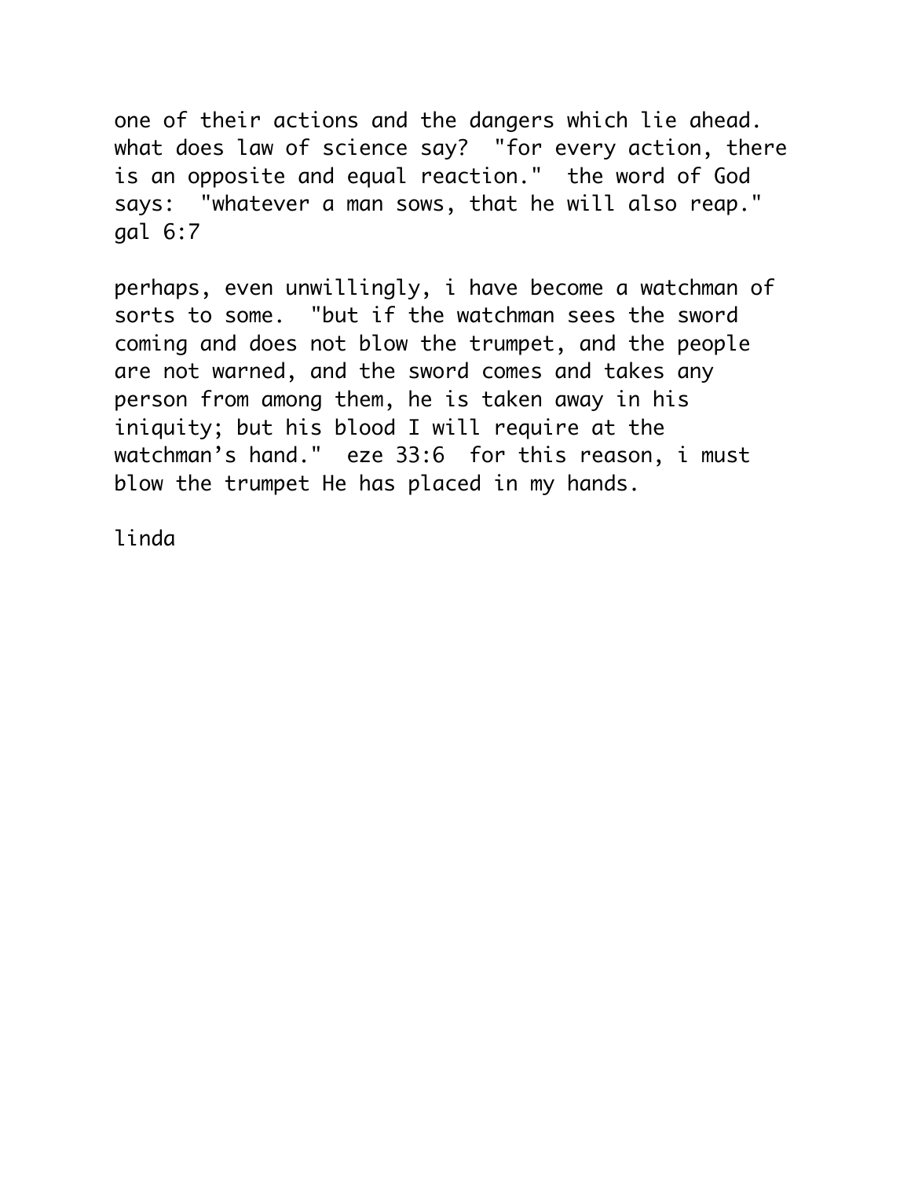one of their actions and the dangers which lie ahead. what does law of science say? "for every action, there is an opposite and equal reaction." the word of God says: "whatever a man sows, that he will also reap." gal 6:7

perhaps, even unwillingly, i have become a watchman of sorts to some. "but if the watchman sees the sword coming and does not blow the trumpet, and the people are not warned, and the sword comes and takes any person from among them, he is taken away in his iniquity; but his blood I will require at the watchman's hand." eze 33:6 for this reason, i must blow the trumpet He has placed in my hands.

linda